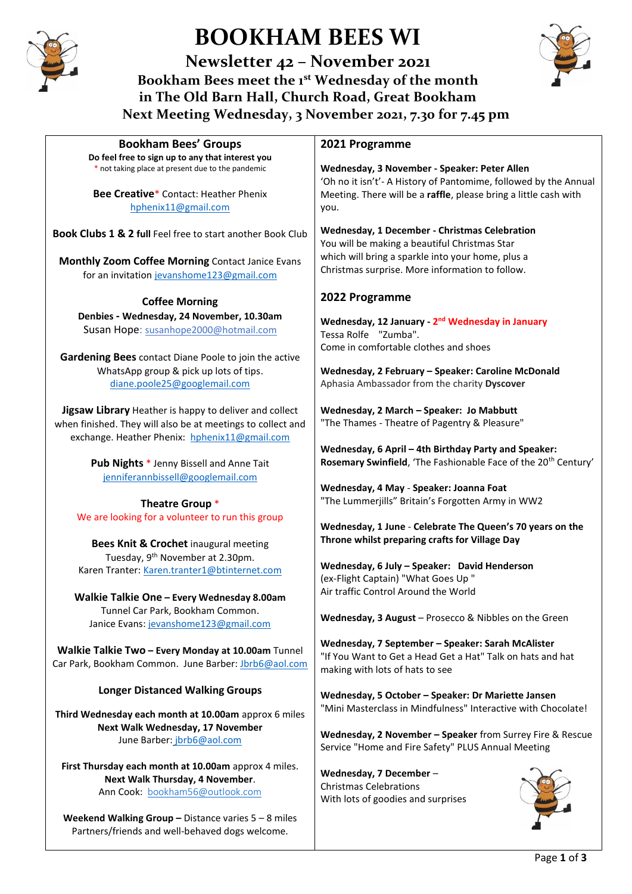# BOOKHAM BEES WI

## Newsletter 42 – November 2021

### Bookham Bees meet the 1st Wednesday of the month in The Old Barn Hall, Church Road, Great Bookham

### Next Meeting Wednesday, 3 November 2021, 7.30 for 7.45 pm

## Bookham Bees' Groups

**Do feel free to sign up to any that interest you**
\* not taking place at present due to the pandemic

**Bee Creative**\* Contact: Heather Phenix
hphenix11@gmail.com

**Book Clubs 1 & 2 full** Feel free to start another Book Club

**Monthly Zoom Coffee Morning** Contact Janice Evans for an invitation jevanshome123@gmail.com

**Coffee Morning**
**Denbies - Wednesday, 24 November, 10.30am**
Susan Hope: susanhope2000@hotmail.com

**Gardening Bees** contact Diane Poole to join the active WhatsApp group & pick up lots of tips.
diane.poole25@googlemail.com

**Jigsaw Library** Heather is happy to deliver and collect when finished. They will also be at meetings to collect and exchange. Heather Phenix: hphenix11@gmail.com

**Pub Nights** \* Jenny Bissell and Anne Tait
jenniferannbissell@googlemail.com

**Theatre Group** \*
We are looking for a volunteer to run this group

**Bees Knit & Crochet** inaugural meeting Tuesday, 9th November at 2.30pm.
Karen Tranter: Karen.tranter1@btinternet.com

**Walkie Talkie One – Every Wednesday 8.00am** Tunnel Car Park, Bookham Common.
Janice Evans: jevanshome123@gmail.com

**Walkie Talkie Two – Every Monday at 10.00am** Tunnel Car Park, Bookham Common. June Barber: Jbrb6@aol.com

**Longer Distanced Walking Groups**

**Third Wednesday each month at 10.00am** approx 6 miles
**Next Walk Wednesday, 17 November**
June Barber: jbrb6@aol.com

**First Thursday each month at 10.00am** approx 4 miles.
**Next Walk Thursday, 4 November**.
Ann Cook: bookham56@outlook.com

**Weekend Walking Group –** Distance varies 5 – 8 miles
Partners/friends and well-behaved dogs welcome.

## 2021 Programme

**Wednesday, 3 November - Speaker: Peter Allen**
'Oh no it isn't'- A History of Pantomime, followed by the Annual Meeting. There will be a **raffle**, please bring a little cash with you.

**Wednesday, 1 December - Christmas Celebration**
You will be making a beautiful Christmas Star which will bring a sparkle into your home, plus a Christmas surprise. More information to follow.

## 2022 Programme

**Wednesday, 12 January - 2nd Wednesday in January**
Tessa Rolfe "Zumba".
Come in comfortable clothes and shoes

**Wednesday, 2 February – Speaker: Caroline McDonald**
Aphasia Ambassador from the charity **Dyscover**

**Wednesday, 2 March – Speaker: Jo Mabbutt**
"The Thames - Theatre of Pagentry & Pleasure"

**Wednesday, 6 April – 4th Birthday Party and Speaker: Rosemary Swinfield**, 'The Fashionable Face of the 20th Century'

**Wednesday, 4 May** - **Speaker: Joanna Foat**
"The Lummerjills" Britain's Forgotten Army in WW2

**Wednesday, 1 June** - **Celebrate The Queen's 70 years on the Throne whilst preparing crafts for Village Day**

**Wednesday, 6 July – Speaker: David Henderson**
(ex-Flight Captain) "What Goes Up "
Air traffic Control Around the World

**Wednesday, 3 August** – Prosecco & Nibbles on the Green

**Wednesday, 7 September – Speaker: Sarah McAlister**
"If You Want to Get a Head Get a Hat" Talk on hats and hat making with lots of hats to see

**Wednesday, 5 October – Speaker: Dr Mariette Jansen**
"Mini Masterclass in Mindfulness" Interactive with Chocolate!

**Wednesday, 2 November – Speaker** from Surrey Fire & Rescue Service "Home and Fire Safety" PLUS Annual Meeting

**Wednesday, 7 December** –
Christmas Celebrations
With lots of goodies and surprises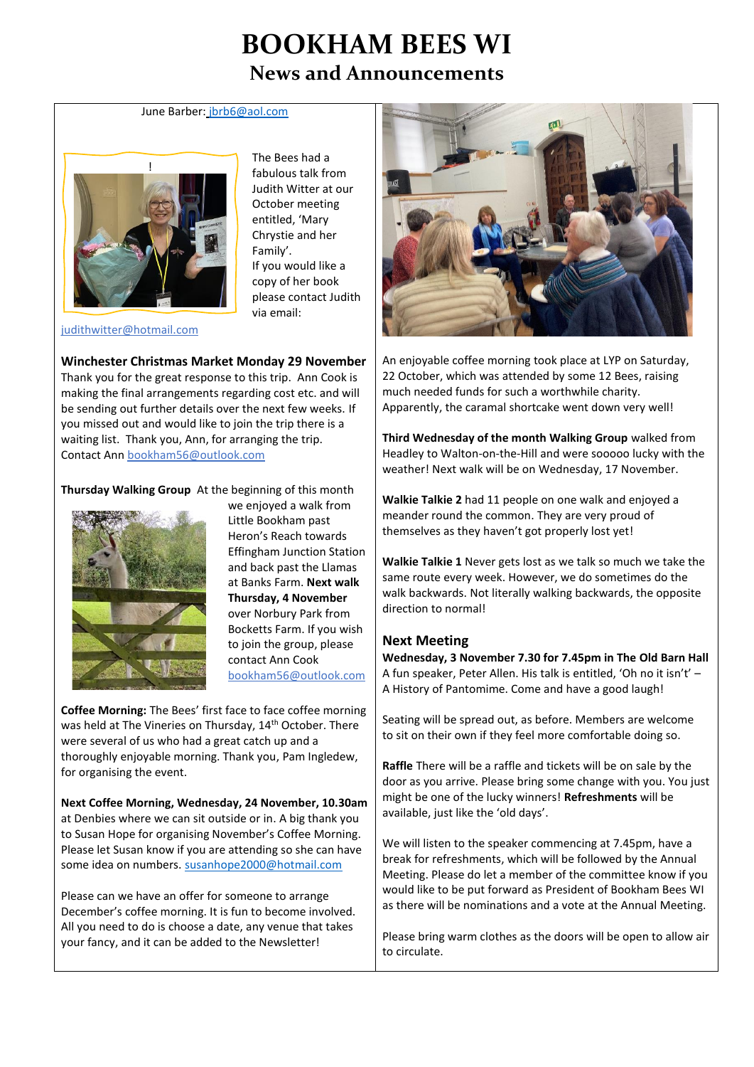# BOOKHAM BEES WI

## News and Announcements

June Barber: jbrb6@aol.com

The Bees had a fabulous talk from Judith Witter at our October meeting entitled, 'Mary Chrystie and her Family'. If you would like a copy of her book please contact Judith via email: judithwitter@hotmail.com

**Winchester Christmas Market Monday 29 November**
Thank you for the great response to this trip. Ann Cook is making the final arrangements regarding cost etc. and will be sending out further details over the next few weeks. If you missed out and would like to join the trip there is a waiting list. Thank you, Ann, for arranging the trip. Contact Ann bookham56@outlook.com

**Thursday Walking Group** At the beginning of this month we enjoyed a walk from Little Bookham past Heron's Reach towards Effingham Junction Station and back past the Llamas at Banks Farm. **Next walk Thursday, 4 November** over Norbury Park from Bocketts Farm. If you wish to join the group, please contact Ann Cook bookham56@outlook.com

**Coffee Morning:** The Bees' first face to face coffee morning was held at The Vineries on Thursday, 14th October. There were several of us who had a great catch up and a thoroughly enjoyable morning. Thank you, Pam Ingledew, for organising the event.

**Next Coffee Morning, Wednesday, 24 November, 10.30am** at Denbies where we can sit outside or in. A big thank you to Susan Hope for organising November's Coffee Morning. Please let Susan know if you are attending so she can have some idea on numbers. susanhope2000@hotmail.com

Please can we have an offer for someone to arrange December's coffee morning. It is fun to become involved. All you need to do is choose a date, any venue that takes your fancy, and it can be added to the Newsletter!

An enjoyable coffee morning took place at LYP on Saturday, 22 October, which was attended by some 12 Bees, raising much needed funds for such a worthwhile charity. Apparently, the caramal shortcake went down very well!

**Third Wednesday of the month Walking Group** walked from Headley to Walton-on-the-Hill and were sooooo lucky with the weather! Next walk will be on Wednesday, 17 November.

**Walkie Talkie 2** had 11 people on one walk and enjoyed a meander round the common. They are very proud of themselves as they haven't got properly lost yet!

**Walkie Talkie 1** Never gets lost as we talk so much we take the same route every week. However, we do sometimes do the walk backwards. Not literally walking backwards, the opposite direction to normal!

### Next Meeting

**Wednesday, 3 November 7.30 for 7.45pm in The Old Barn Hall**
A fun speaker, Peter Allen. His talk is entitled, 'Oh no it isn't' – A History of Pantomime. Come and have a good laugh!

Seating will be spread out, as before. Members are welcome to sit on their own if they feel more comfortable doing so.

**Raffle** There will be a raffle and tickets will be on sale by the door as you arrive. Please bring some change with you. You just might be one of the lucky winners! **Refreshments** will be available, just like the 'old days'.

We will listen to the speaker commencing at 7.45pm, have a break for refreshments, which will be followed by the Annual Meeting. Please do let a member of the committee know if you would like to be put forward as President of Bookham Bees WI as there will be nominations and a vote at the Annual Meeting.

Please bring warm clothes as the doors will be open to allow air to circulate.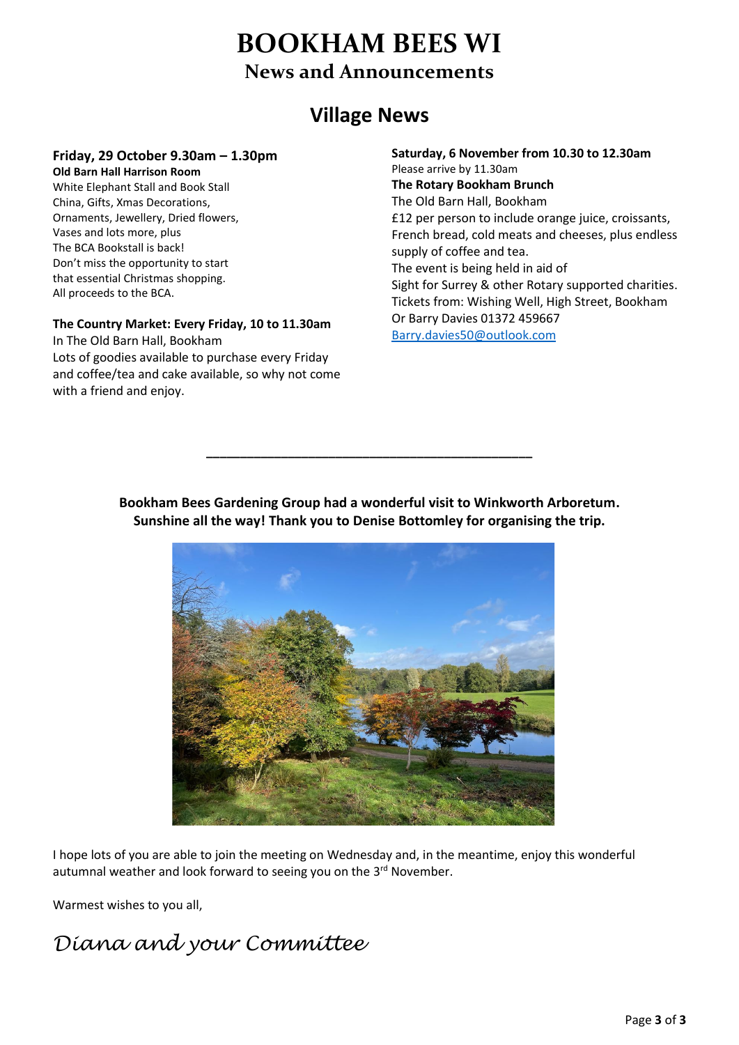# BOOKHAM BEES WI

## News and Announcements

## Village News

**Friday, 29 October 9.30am – 1.30pm**
**Old Barn Hall Harrison Room**
White Elephant Stall and Book Stall
China, Gifts, Xmas Decorations,
Ornaments, Jewellery, Dried flowers,
Vases and lots more, plus
The BCA Bookstall is back!
Don't miss the opportunity to start
that essential Christmas shopping.
All proceeds to the BCA.

**The Country Market: Every Friday, 10 to 11.30am**
In The Old Barn Hall, Bookham
Lots of goodies available to purchase every Friday
and coffee/tea and cake available, so why not come
with a friend and enjoy.

**Saturday, 6 November from 10.30 to 12.30am**
Please arrive by 11.30am
**The Rotary Bookham Brunch**
The Old Barn Hall, Bookham
£12 per person to include orange juice, croissants,
French bread, cold meats and cheeses, plus endless
supply of coffee and tea.
The event is being held in aid of
Sight for Surrey & other Rotary supported charities.
Tickets from: Wishing Well, High Street, Bookham
Or Barry Davies 01372 459667
Barry.davies50@outlook.com

---

**Bookham Bees Gardening Group had a wonderful visit to Winkworth Arboretum.**
**Sunshine all the way! Thank you to Denise Bottomley for organising the trip.**

I hope lots of you are able to join the meeting on Wednesday and, in the meantime, enjoy this wonderful autumnal weather and look forward to seeing you on the 3rd November.

Warmest wishes to you all,

*Diana and your Committee*